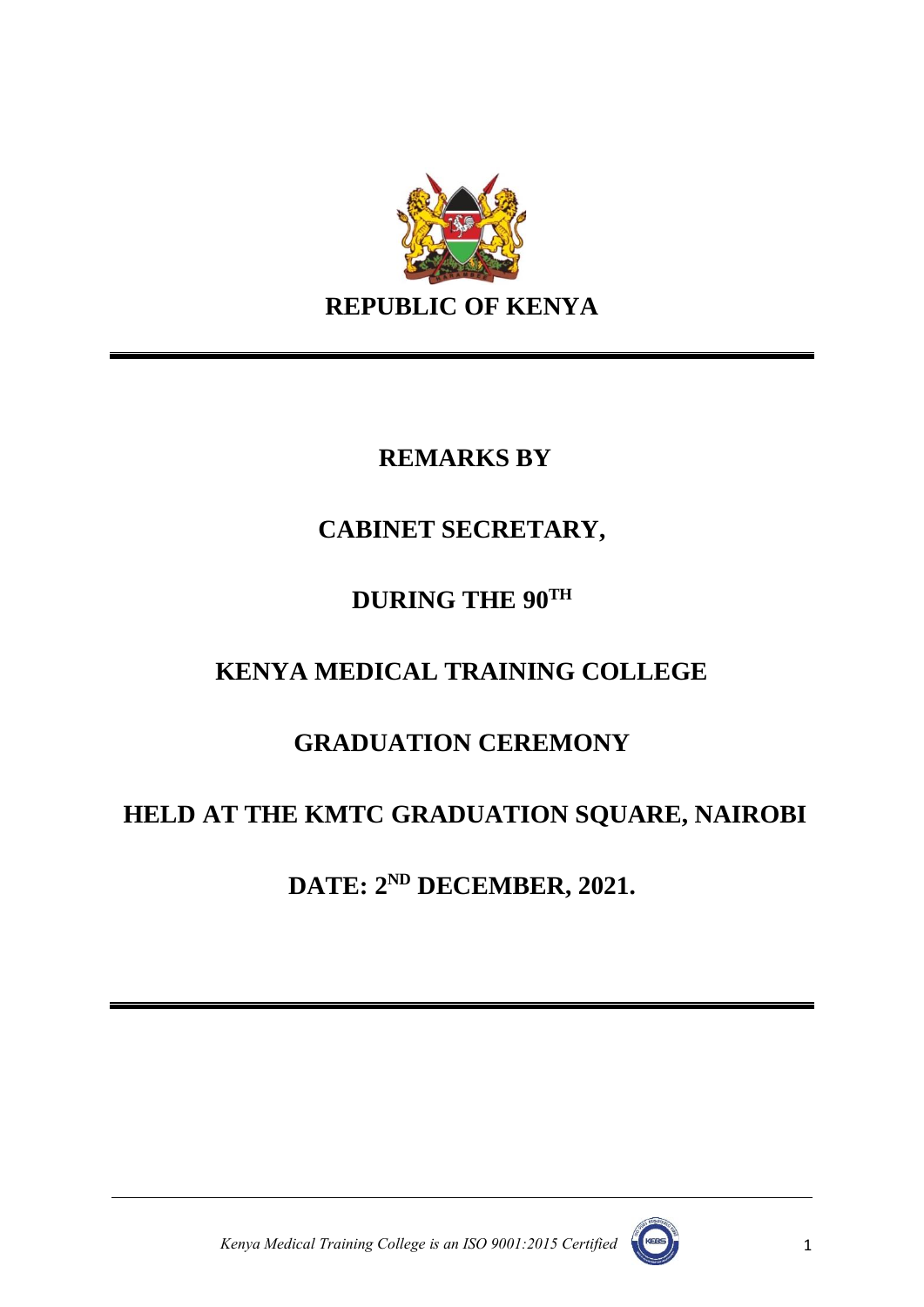**REPUBLIC OF KENYA**

---

**REMARKS BY**

**CABINET SECRETARY,**

**DURING THE 90TH**

**KENYA MEDICAL TRAINING COLLEGE**

**GRADUATION CEREMONY**

**HELD AT THE KMTC GRADUATION SQUARE, NAIROBI**

**DATE: 2ND DECEMBER, 2021.**

---

*Kenya Medical Training College is an ISO 9001:2015 Certified*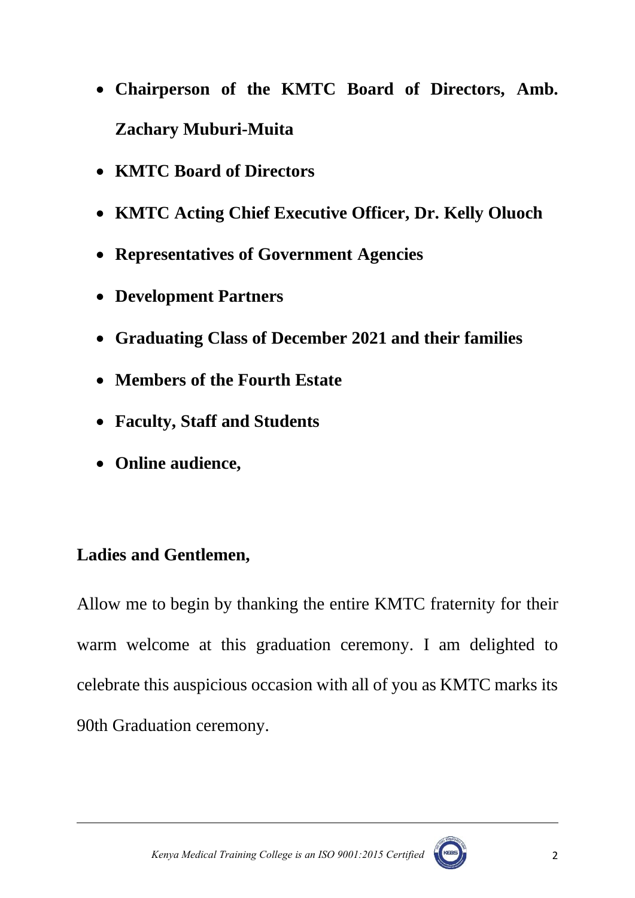- **Chairperson of the KMTC Board of Directors, Amb. Zachary Muburi-Muita**
- **KMTC Board of Directors**
- **KMTC Acting Chief Executive Officer, Dr. Kelly Oluoch**
- **Representatives of Government Agencies**
- **Development Partners**
- **Graduating Class of December 2021 and their families**
- **Members of the Fourth Estate**
- **Faculty, Staff and Students**
- **Online audience,**

**Ladies and Gentlemen,**

Allow me to begin by thanking the entire KMTC fraternity for their warm welcome at this graduation ceremony. I am delighted to celebrate this auspicious occasion with all of you as KMTC marks its 90th Graduation ceremony.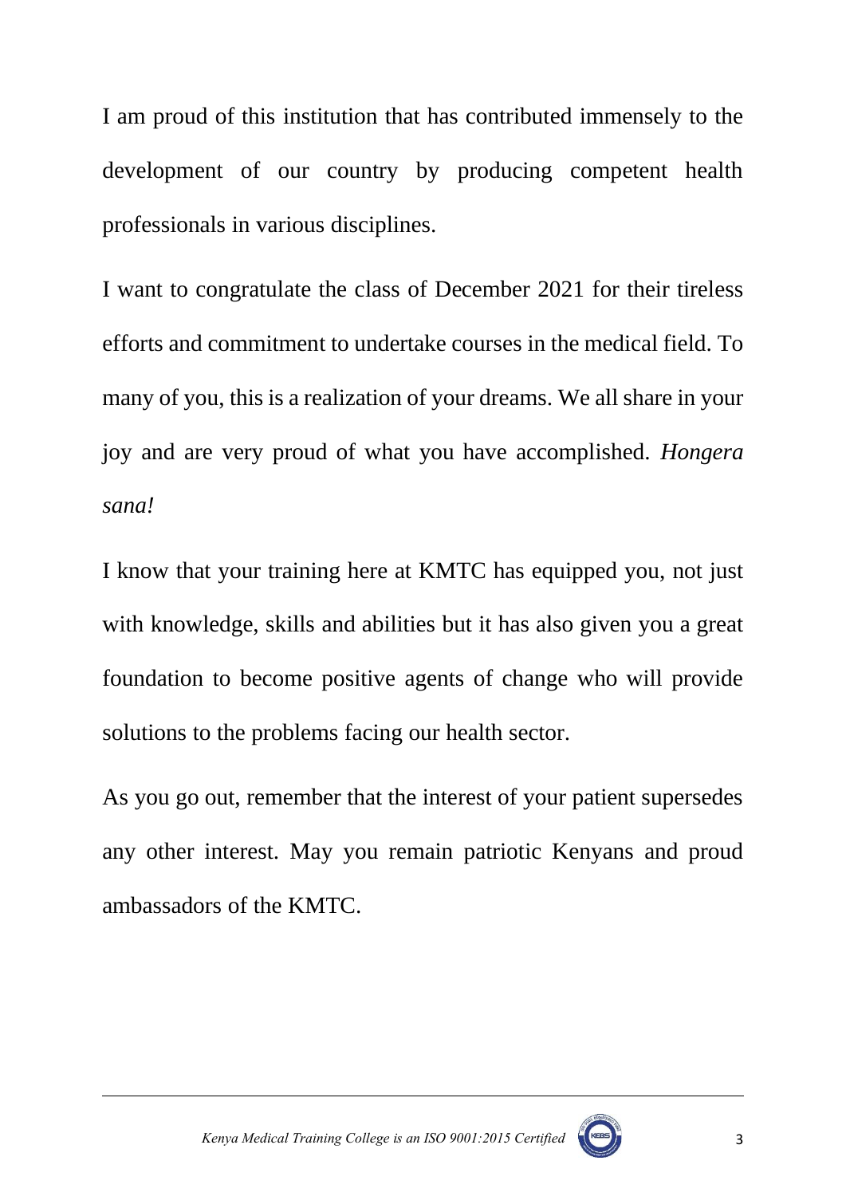I am proud of this institution that has contributed immensely to the development of our country by producing competent health professionals in various disciplines.

I want to congratulate the class of December 2021 for their tireless efforts and commitment to undertake courses in the medical field. To many of you, this is a realization of your dreams. We all share in your joy and are very proud of what you have accomplished. *Hongera sana!*

I know that your training here at KMTC has equipped you, not just with knowledge, skills and abilities but it has also given you a great foundation to become positive agents of change who will provide solutions to the problems facing our health sector.

As you go out, remember that the interest of your patient supersedes any other interest. May you remain patriotic Kenyans and proud ambassadors of the KMTC.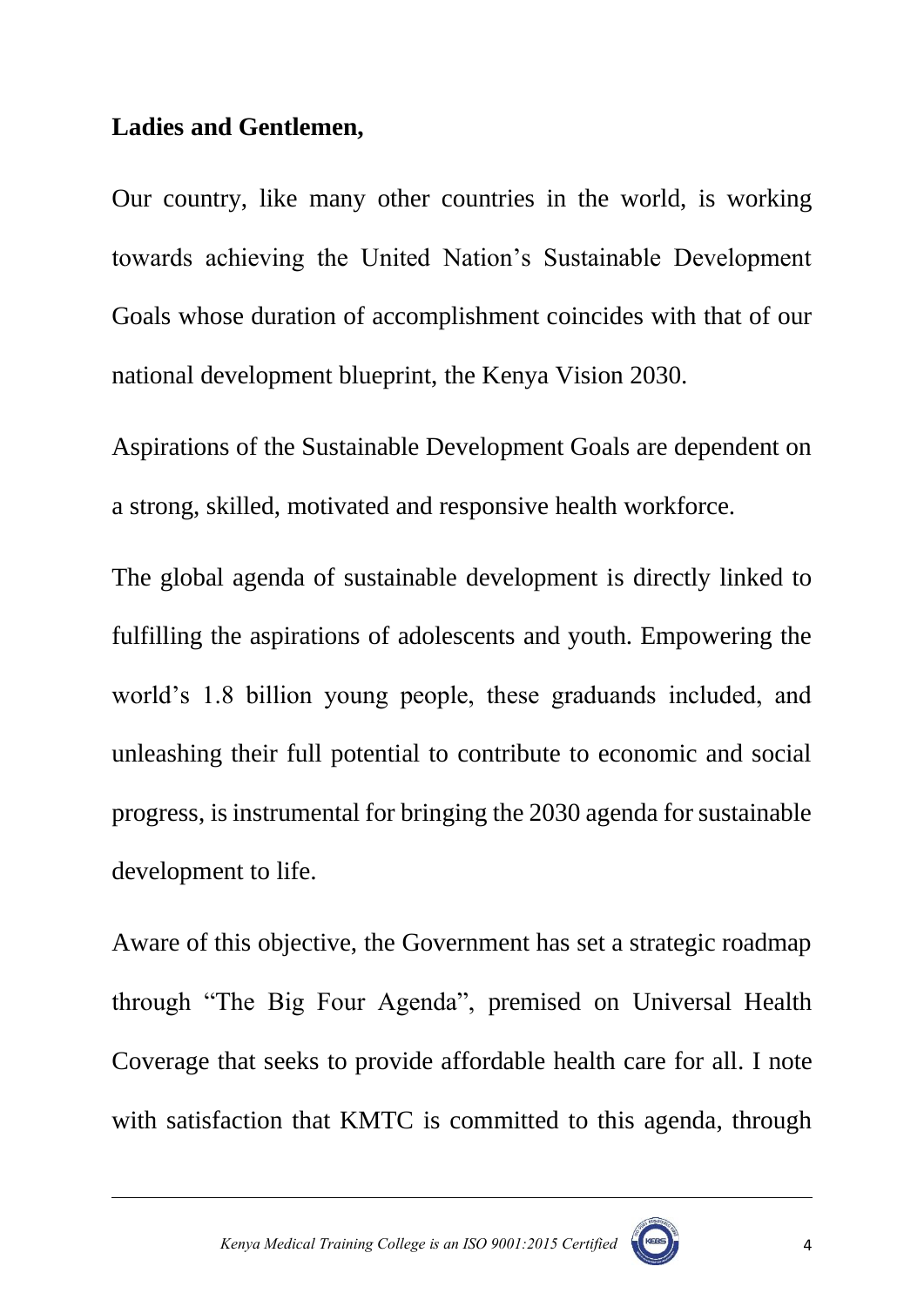**Ladies and Gentlemen,**

Our country, like many other countries in the world, is working towards achieving the United Nation's Sustainable Development Goals whose duration of accomplishment coincides with that of our national development blueprint, the Kenya Vision 2030.

Aspirations of the Sustainable Development Goals are dependent on a strong, skilled, motivated and responsive health workforce.

The global agenda of sustainable development is directly linked to fulfilling the aspirations of adolescents and youth. Empowering the world's 1.8 billion young people, these graduands included, and unleashing their full potential to contribute to economic and social progress, is instrumental for bringing the 2030 agenda for sustainable development to life.

Aware of this objective, the Government has set a strategic roadmap through "The Big Four Agenda", premised on Universal Health Coverage that seeks to provide affordable health care for all. I note with satisfaction that KMTC is committed to this agenda, through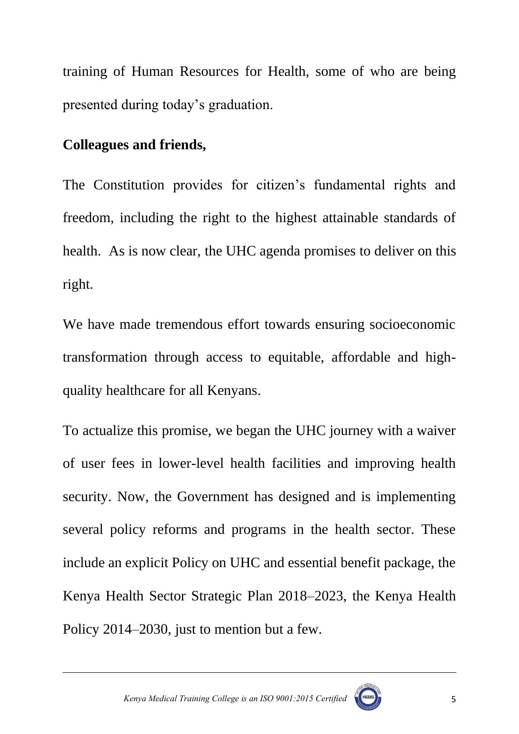training of Human Resources for Health, some of who are being presented during today's graduation.

**Colleagues and friends,**

The Constitution provides for citizen's fundamental rights and freedom, including the right to the highest attainable standards of health. As is now clear, the UHC agenda promises to deliver on this right.

We have made tremendous effort towards ensuring socioeconomic transformation through access to equitable, affordable and high-quality healthcare for all Kenyans.

To actualize this promise, we began the UHC journey with a waiver of user fees in lower-level health facilities and improving health security. Now, the Government has designed and is implementing several policy reforms and programs in the health sector. These include an explicit Policy on UHC and essential benefit package, the Kenya Health Sector Strategic Plan 2018–2023, the Kenya Health Policy 2014–2030, just to mention but a few.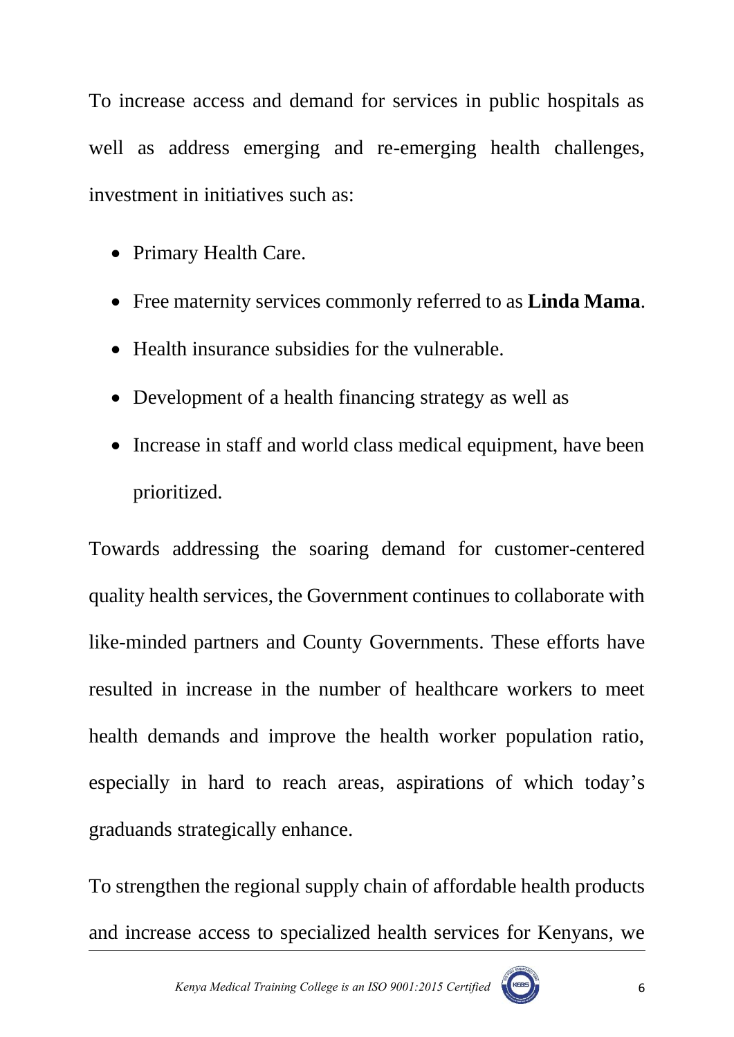To increase access and demand for services in public hospitals as well as address emerging and re-emerging health challenges, investment in initiatives such as:

- Primary Health Care.
- Free maternity services commonly referred to as **Linda Mama**.
- Health insurance subsidies for the vulnerable.
- Development of a health financing strategy as well as
- Increase in staff and world class medical equipment, have been prioritized.

Towards addressing the soaring demand for customer-centered quality health services, the Government continues to collaborate with like-minded partners and County Governments. These efforts have resulted in increase in the number of healthcare workers to meet health demands and improve the health worker population ratio, especially in hard to reach areas, aspirations of which today's graduands strategically enhance.

To strengthen the regional supply chain of affordable health products and increase access to specialized health services for Kenyans, we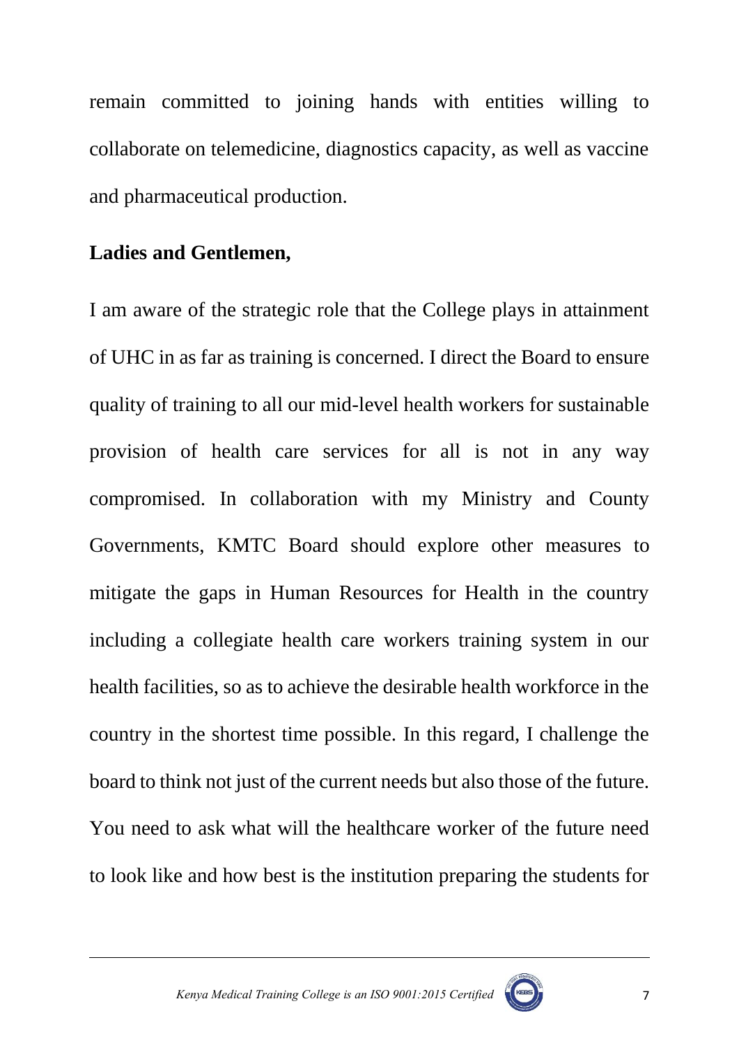remain committed to joining hands with entities willing to collaborate on telemedicine, diagnostics capacity, as well as vaccine and pharmaceutical production.

**Ladies and Gentlemen,**

I am aware of the strategic role that the College plays in attainment of UHC in as far as training is concerned. I direct the Board to ensure quality of training to all our mid-level health workers for sustainable provision of health care services for all is not in any way compromised. In collaboration with my Ministry and County Governments, KMTC Board should explore other measures to mitigate the gaps in Human Resources for Health in the country including a collegiate health care workers training system in our health facilities, so as to achieve the desirable health workforce in the country in the shortest time possible. In this regard, I challenge the board to think not just of the current needs but also those of the future. You need to ask what will the healthcare worker of the future need to look like and how best is the institution preparing the students for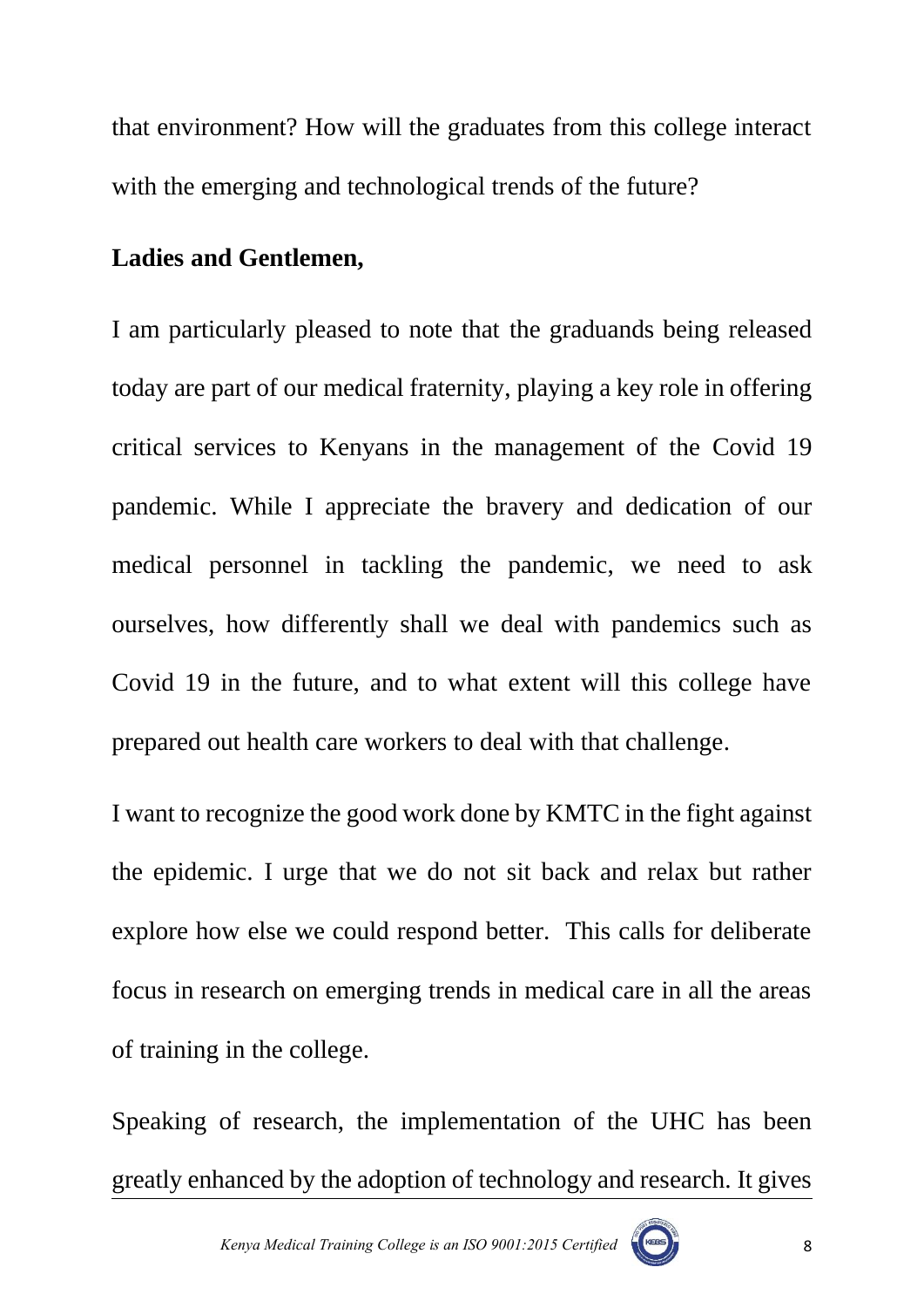that environment? How will the graduates from this college interact with the emerging and technological trends of the future?

**Ladies and Gentlemen,**

I am particularly pleased to note that the graduands being released today are part of our medical fraternity, playing a key role in offering critical services to Kenyans in the management of the Covid 19 pandemic. While I appreciate the bravery and dedication of our medical personnel in tackling the pandemic, we need to ask ourselves, how differently shall we deal with pandemics such as Covid 19 in the future, and to what extent will this college have prepared out health care workers to deal with that challenge.

I want to recognize the good work done by KMTC in the fight against the epidemic. I urge that we do not sit back and relax but rather explore how else we could respond better. This calls for deliberate focus in research on emerging trends in medical care in all the areas of training in the college.

Speaking of research, the implementation of the UHC has been greatly enhanced by the adoption of technology and research. It gives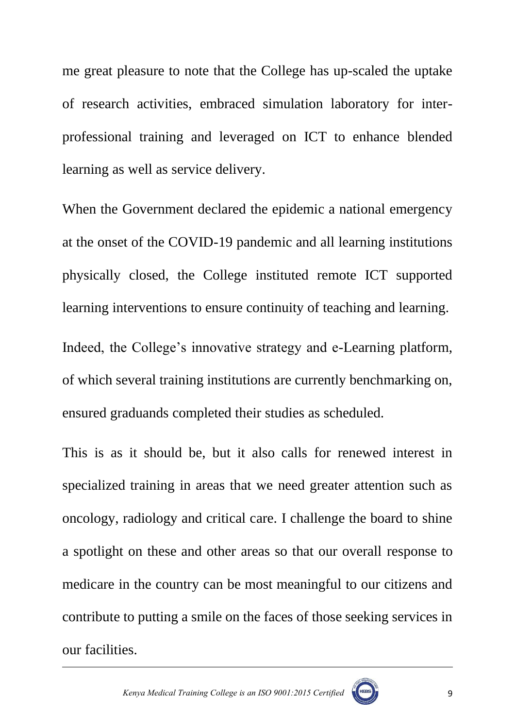me great pleasure to note that the College has up-scaled the uptake of research activities, embraced simulation laboratory for inter-professional training and leveraged on ICT to enhance blended learning as well as service delivery.

When the Government declared the epidemic a national emergency at the onset of the COVID-19 pandemic and all learning institutions physically closed, the College instituted remote ICT supported learning interventions to ensure continuity of teaching and learning.

Indeed, the College's innovative strategy and e-Learning platform, of which several training institutions are currently benchmarking on, ensured graduands completed their studies as scheduled.

This is as it should be, but it also calls for renewed interest in specialized training in areas that we need greater attention such as oncology, radiology and critical care. I challenge the board to shine a spotlight on these and other areas so that our overall response to medicare in the country can be most meaningful to our citizens and contribute to putting a smile on the faces of those seeking services in our facilities.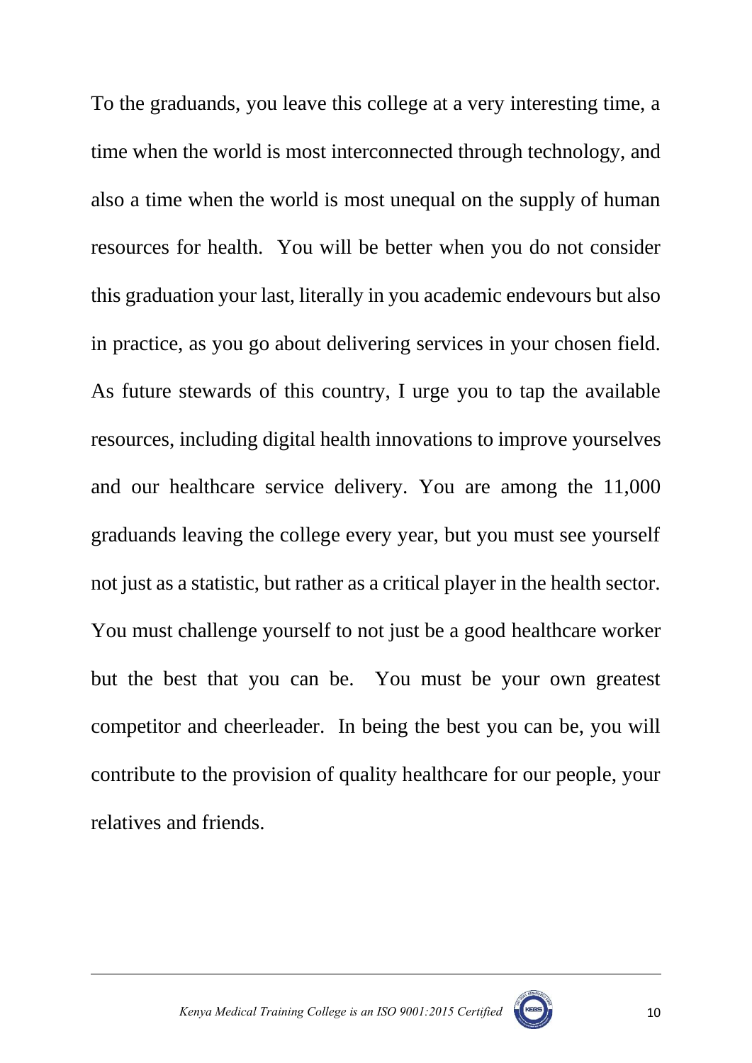To the graduands, you leave this college at a very interesting time, a time when the world is most interconnected through technology, and also a time when the world is most unequal on the supply of human resources for health. You will be better when you do not consider this graduation your last, literally in you academic endevours but also in practice, as you go about delivering services in your chosen field. As future stewards of this country, I urge you to tap the available resources, including digital health innovations to improve yourselves and our healthcare service delivery. You are among the 11,000 graduands leaving the college every year, but you must see yourself not just as a statistic, but rather as a critical player in the health sector. You must challenge yourself to not just be a good healthcare worker but the best that you can be. You must be your own greatest competitor and cheerleader. In being the best you can be, you will contribute to the provision of quality healthcare for our people, your relatives and friends.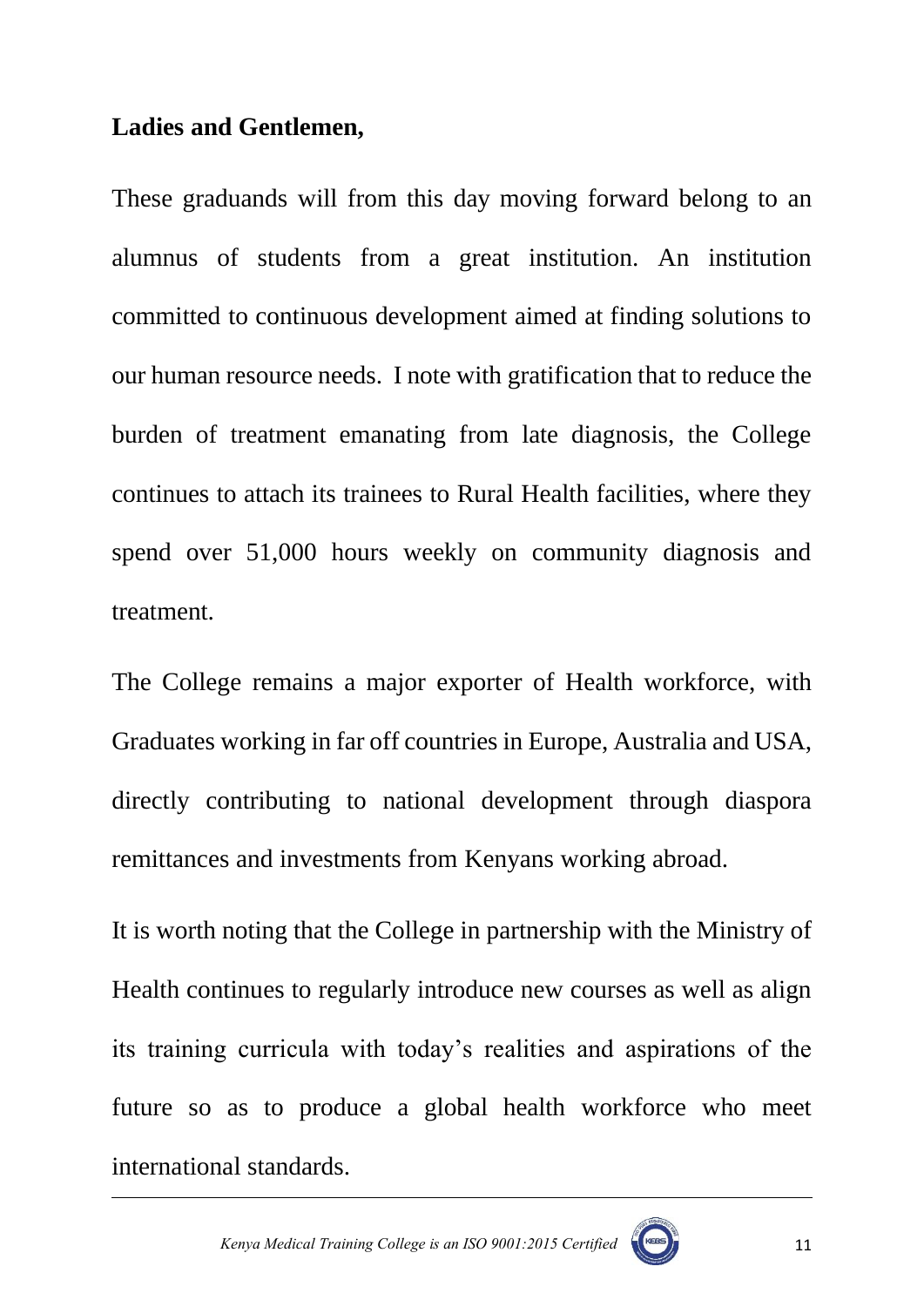**Ladies and Gentlemen,**

These graduands will from this day moving forward belong to an alumnus of students from a great institution. An institution committed to continuous development aimed at finding solutions to our human resource needs. I note with gratification that to reduce the burden of treatment emanating from late diagnosis, the College continues to attach its trainees to Rural Health facilities, where they spend over 51,000 hours weekly on community diagnosis and treatment.

The College remains a major exporter of Health workforce, with Graduates working in far off countries in Europe, Australia and USA, directly contributing to national development through diaspora remittances and investments from Kenyans working abroad.

It is worth noting that the College in partnership with the Ministry of Health continues to regularly introduce new courses as well as align its training curricula with today's realities and aspirations of the future so as to produce a global health workforce who meet international standards.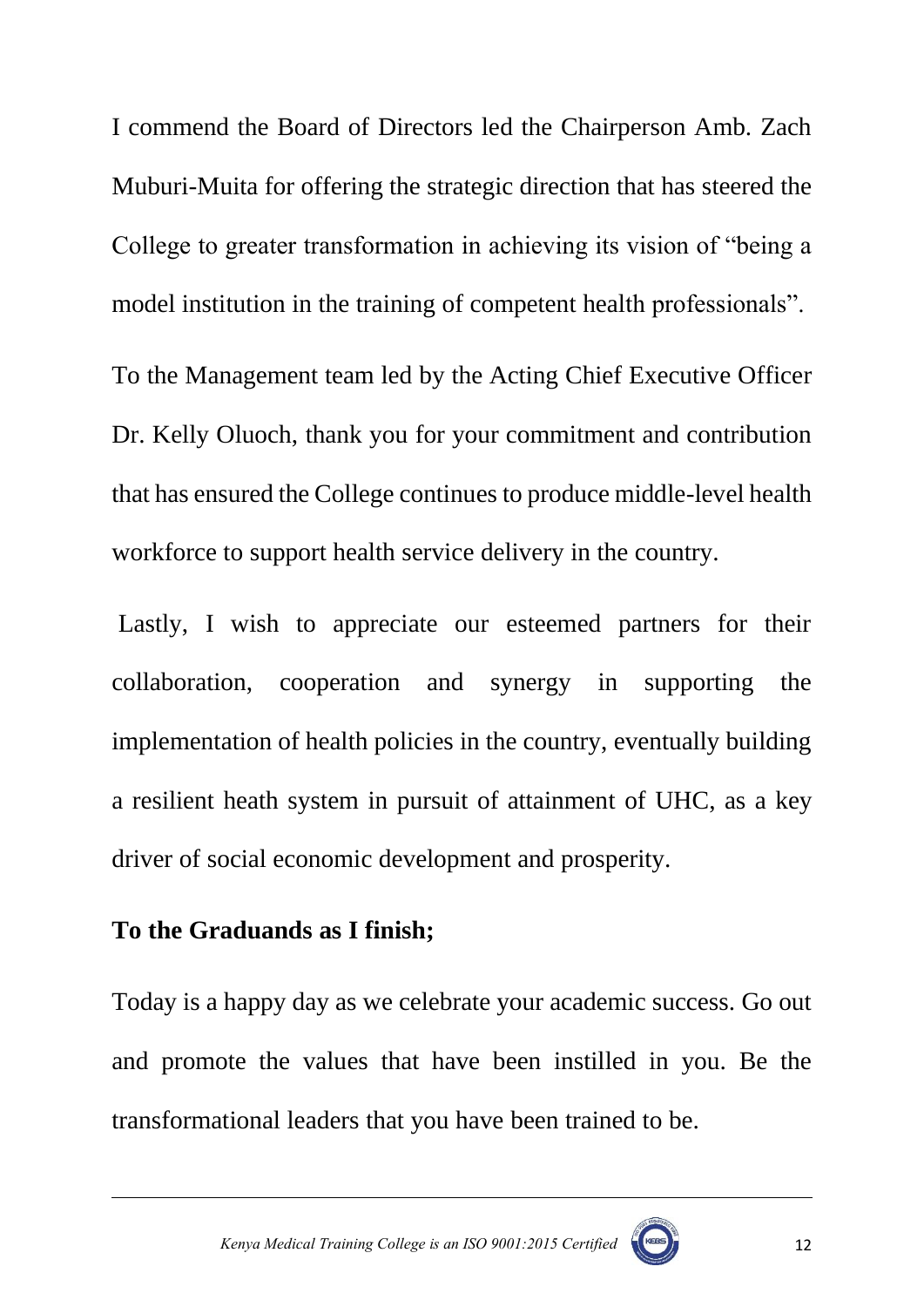I commend the Board of Directors led the Chairperson Amb. Zach Muburi-Muita for offering the strategic direction that has steered the College to greater transformation in achieving its vision of "being a model institution in the training of competent health professionals".

To the Management team led by the Acting Chief Executive Officer Dr. Kelly Oluoch, thank you for your commitment and contribution that has ensured the College continues to produce middle-level health workforce to support health service delivery in the country.

Lastly, I wish to appreciate our esteemed partners for their collaboration, cooperation and synergy in supporting the implementation of health policies in the country, eventually building a resilient heath system in pursuit of attainment of UHC, as a key driver of social economic development and prosperity.

**To the Graduands as I finish;**

Today is a happy day as we celebrate your academic success. Go out and promote the values that have been instilled in you. Be the transformational leaders that you have been trained to be.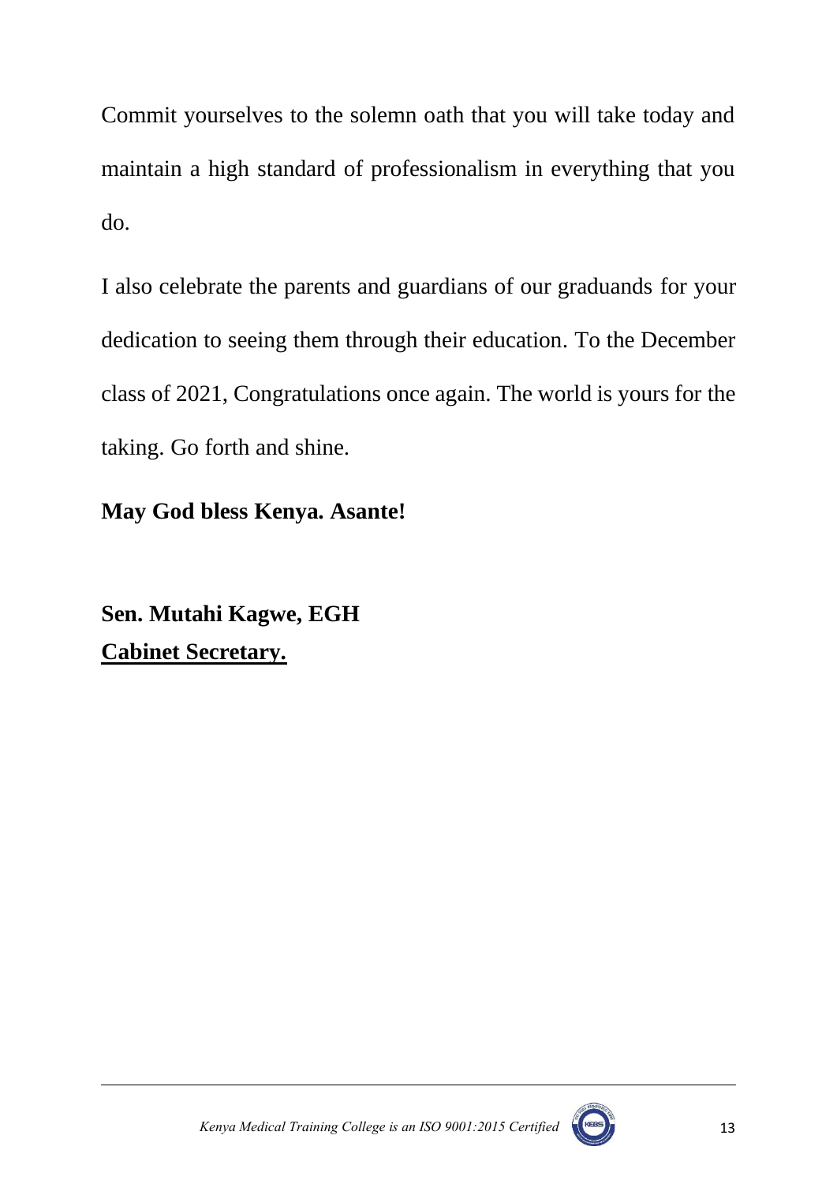Commit yourselves to the solemn oath that you will take today and maintain a high standard of professionalism in everything that you do.

I also celebrate the parents and guardians of our graduands for your dedication to seeing them through their education. To the December class of 2021, Congratulations once again. The world is yours for the taking. Go forth and shine.

**May God bless Kenya. Asante!**

**Sen. Mutahi Kagwe, EGH**
**<u>Cabinet Secretary.</u>**